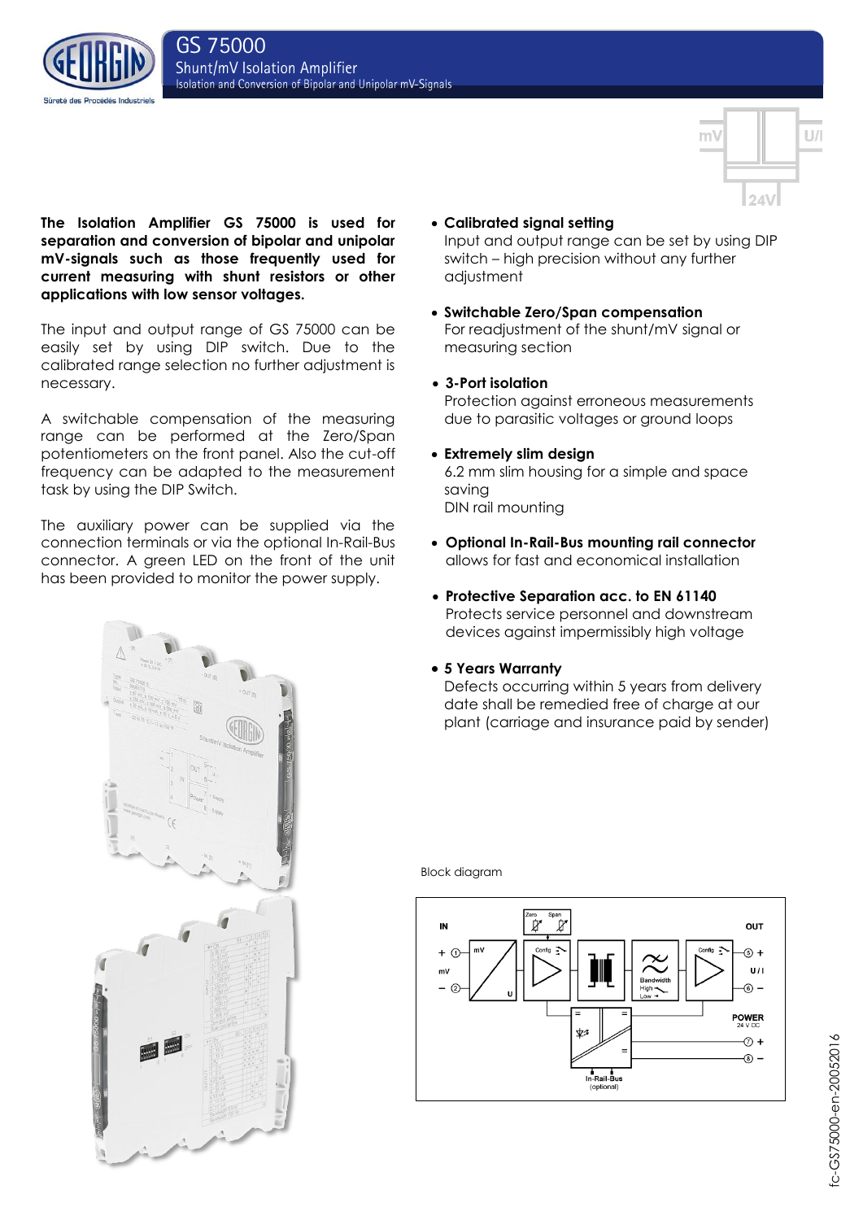# GS 75000

## Shunt/mV Isolation Amplifier

### Isolation and Conversion of Bipolar and Unipolar mV-Signals

**The Isolation Amplifier GS 75000 is used for separation and conversion of bipolar and unipolar mV-signals such as those frequently used for current measuring with shunt resistors or other applications with low sensor voltages.**

The input and output range of GS 75000 can be easily set by using DIP switch. Due to the calibrated range selection no further adjustment is necessary.

A switchable compensation of the measuring range can be performed at the Zero/Span potentiometers on the front panel. Also the cut-off frequency can be adapted to the measurement task by using the DIP Switch.

The auxiliary power can be supplied via the connection terminals or via the optional In-Rail-Bus connector. A green LED on the front of the unit has been provided to monitor the power supply.

- **Calibrated signal setting**
  Input and output range can be set by using DIP switch – high precision without any further adjustment
- **Switchable Zero/Span compensation**
  For readjustment of the shunt/mV signal or measuring section
- **3-Port isolation**
  Protection against erroneous measurements due to parasitic voltages or ground loops
- **Extremely slim design**
  6.2 mm slim housing for a simple and space saving
  DIN rail mounting
- **Optional In-Rail-Bus mounting rail connector**
  allows for fast and economical installation
- **Protective Separation acc. to EN 61140**
  Protects service personnel and downstream devices against impermissibly high voltage
- **5 Years Warranty**
  Defects occurring within 5 years from delivery date shall be remedied free of charge at our plant (carriage and insurance paid by sender)

Block diagram

fc-GS75000-en-20052016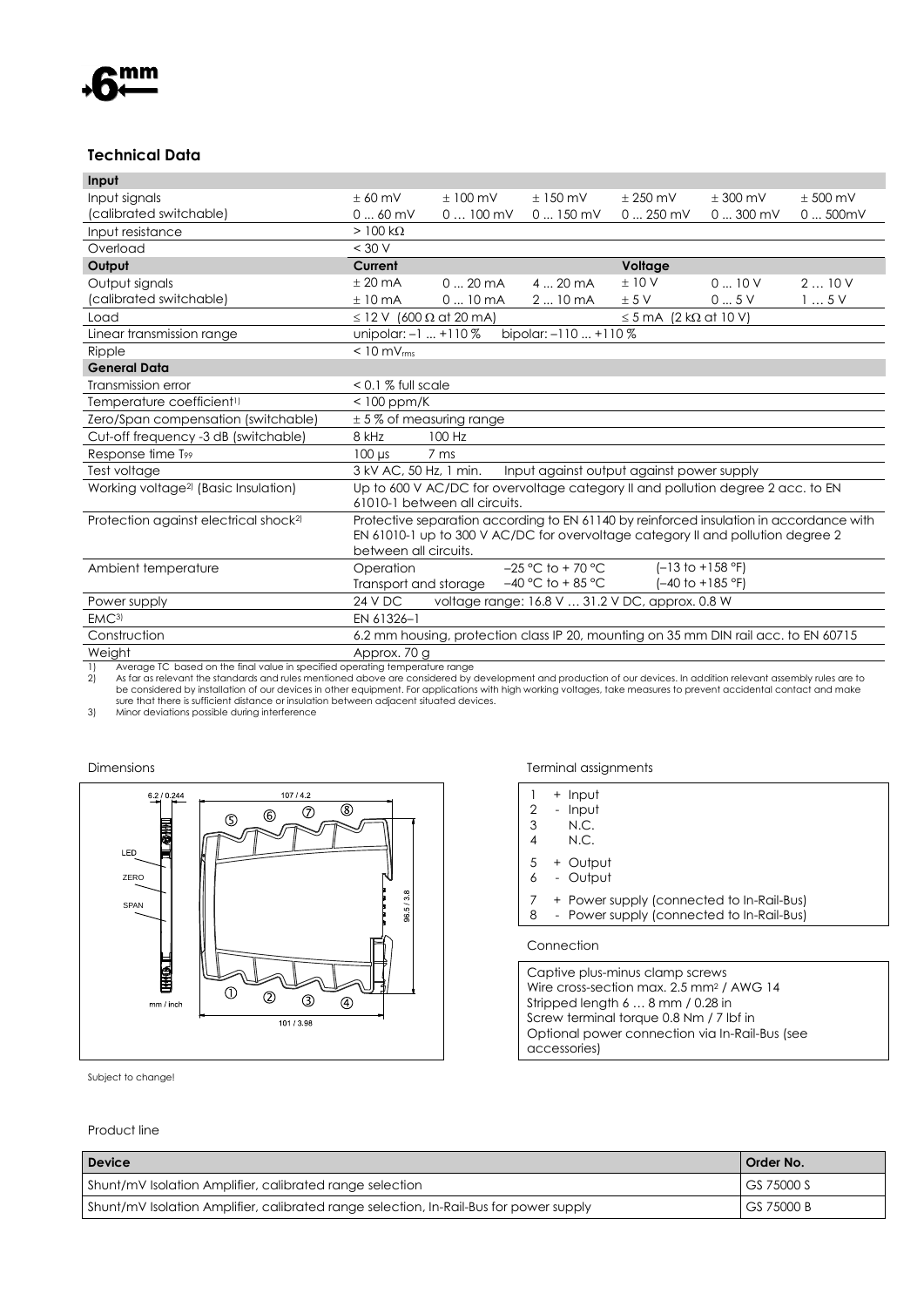## Technical Data

| | | | | | | |
|---|---|---|---|---|---|---|
| **Input** | | | | | | |
| Input signals (calibrated switchable) | ± 60 mV<br>0 ... 60 mV | ± 100 mV<br>0 … 100 mV | ± 150 mV<br>0 ... 150 mV | ± 250 mV<br>0 ... 250 mV | ± 300 mV<br>0 ... 300 mV | ± 500 mV<br>0 ... 500mV |
| Input resistance | > 100 kΩ | | | | | |
| Overload | < 30 V | | | | | |
| **Output** | **Current** | | | **Voltage** | | |
| Output signals (calibrated switchable) | ± 20 mA<br>± 10 mA | 0 ... 20 mA<br>0 ... 10 mA | 4 ... 20 mA<br>2 ... 10 mA | ± 10 V<br>± 5 V | 0 ... 10 V<br>0 ... 5 V | 2 … 10 V<br>1 … 5 V |
| Load | ≤ 12 V (600 Ω at 20 mA) | | | ≤ 5 mA (2 kΩ at 10 V) | | |
| Linear transmission range | unipolar: –1 ... +110 % | | bipolar: –110 ... +110 % | | | |
| Ripple | < 10 $mV_{rms}$ | | | | | |
| **General Data** | | | | | | |
| Transmission error | < 0.1 % full scale | | | | | |
| Temperature coefficient[1] | < 100 ppm/K | | | | | |
| Zero/Span compensation (switchable) | ± 5 % of measuring range | | | | | |
| Cut-off frequency -3 dB (switchable) | 8 kHz | 100 Hz | | | | |
| Response time $T_{99}$ | 100 µs | 7 ms | | | | |
| Test voltage | 3 kV AC, 50 Hz, 1 min. | | Input against output against power supply | | | |
| Working voltage[2] (Basic Insulation) | Up to 600 V AC/DC for overvoltage category II and pollution degree 2 acc. to EN 61010-1 between all circuits. | | | | | |
| Protection against electrical shock[2] | Protective separation according to EN 61140 by reinforced insulation in accordance with EN 61010-1 up to 300 V AC/DC for overvoltage category II and pollution degree 2 between all circuits. | | | | | |
| Ambient temperature | Operation<br>Transport and storage | | –25 °C to + 70 °C<br>–40 °C to + 85 °C | (–13 to +158 °F)<br>(–40 to +185 °F) | | |
| Power supply | 24 V DC | voltage range: 16.8 V … 31.2 V DC, approx. 0.8 W | | | | |
| EMC[3] | EN 61326–1 | | | | | |
| Construction | 6.2 mm housing, protection class IP 20, mounting on 35 mm DIN rail acc. to EN 60715 | | | | | |
| Weight | Approx. 70 g | | | | | |

1) Average TC based on the final value in specified operating temperature range
2) As far as relevant the standards and rules mentioned above are considered by development and production of our devices. In addition relevant assembly rules are to be considered by installation of our devices in other equipment. For applications with high working voltages, take measures to prevent accidental contact and make sure that there is sufficient distance or insulation between adjacent situated devices.
3) Minor deviations possible during interference

Dimensions

6.2 / 0.244
107 / 4.2
LED
ZERO
SPAN
96.5 / 3.8
mm / inch
101 / 3.98

Subject to change!

Terminal assignments

1 + Input
2 - Input
3 N.C.
4 N.C.
5 + Output
6 - Output
7 + Power supply (connected to In-Rail-Bus)
8 - Power supply (connected to In-Rail-Bus)

Connection

Captive plus-minus clamp screws
Wire cross-section max. 2.5 mm² / AWG 14
Stripped length 6 … 8 mm / 0.28 in
Screw terminal torque 0.8 Nm / 7 lbf in
Optional power connection via In-Rail-Bus (see accessories)

Product line

| Device | Order No. |
|---|---|
| Shunt/mV Isolation Amplifier, calibrated range selection | GS 75000 S |
| Shunt/mV Isolation Amplifier, calibrated range selection, In-Rail-Bus for power supply | GS 75000 B |